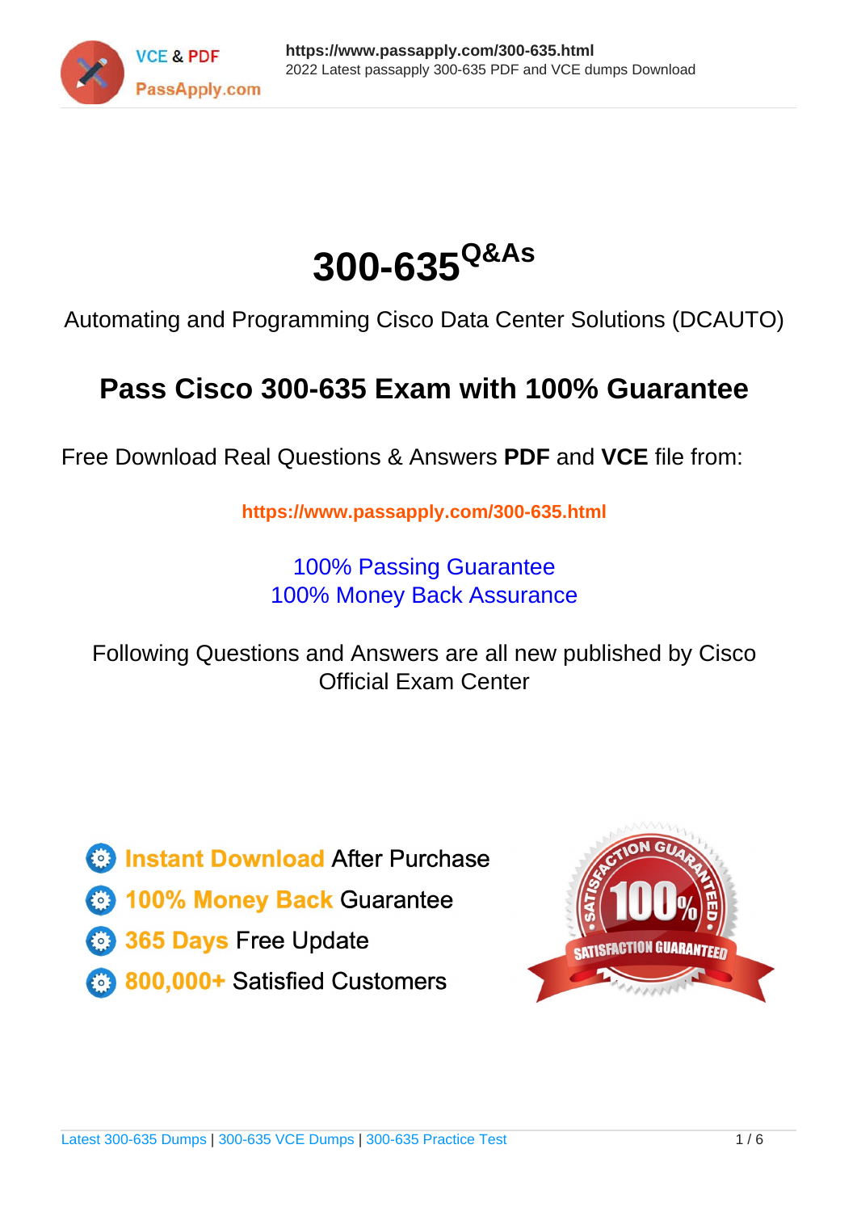# 300-635Q&As

Automating and Programming Cisco Data Center Solutions (DCAUTO)

## Pass Cisco 300-635 Exam with 100% Guarantee

Free Download Real Questions & Answers **PDF** and **VCE** file from:

**https://www.passapply.com/300-635.html**

100% Passing Guarantee
100% Money Back Assurance

Following Questions and Answers are all new published by Cisco Official Exam Center

- **Instant Download** After Purchase
- **100% Money Back** Guarantee
- **365 Days** Free Update
- **800,000+** Satisfied Customers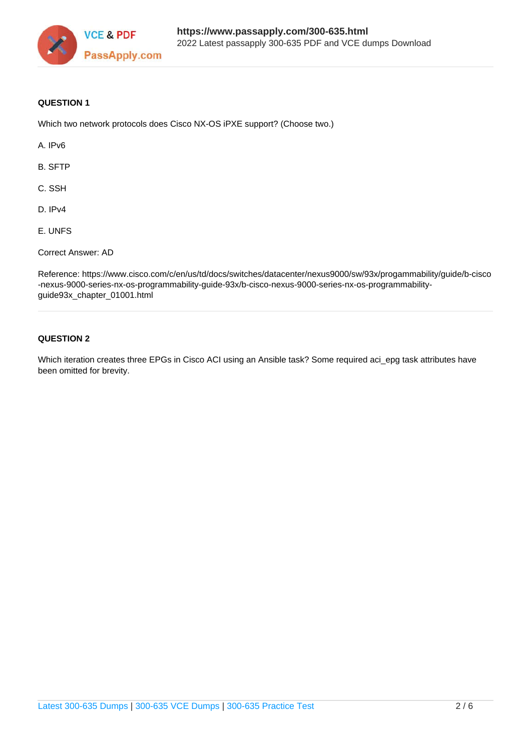**QUESTION 1**

Which two network protocols does Cisco NX-OS iPXE support? (Choose two.)

A. IPv6

B. SFTP

C. SSH

D. IPv4

E. UNFS

Correct Answer: AD

Reference: https://www.cisco.com/c/en/us/td/docs/switches/datacenter/nexus9000/sw/93x/progammability/guide/b-cisco-nexus-9000-series-nx-os-programmability-guide-93x/b-cisco-nexus-9000-series-nx-os-programmability-guide93x_chapter_01001.html

---

**QUESTION 2**

Which iteration creates three EPGs in Cisco ACI using an Ansible task? Some required aci_epg task attributes have been omitted for brevity.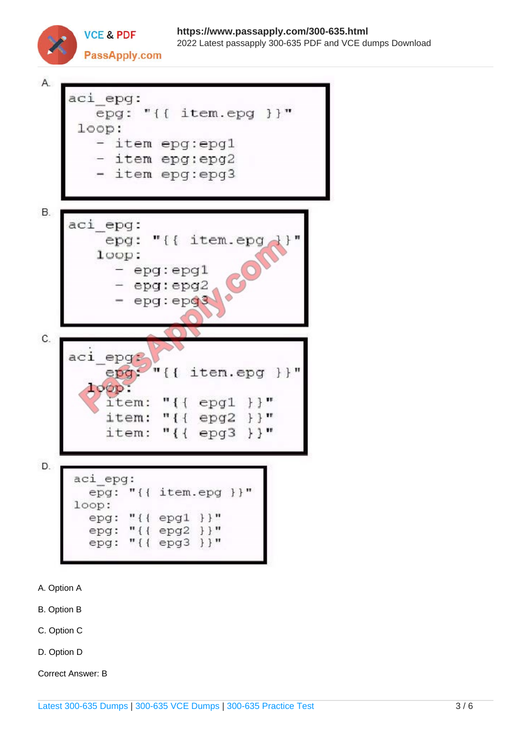A.

```
aci_epg:
   epg: "{{ item.epg }}"
 loop:
    - item epg:epg1
    - item epg:epg2
    - item epg:epg3
```

B.

```
aci_epg:
    epg: "{{ item.epg }}"
  loop:
     - epg:epg1
     - epg:epg2
     - epg:epg3
```

C.

```
aci_epg:
    epg: "{{ item.epg }}"
  loop:
    item: "{{ epg1 }}"
    item: "{{ epg2 }}"
    item: "{{ epg3 }}"
```

D.

```
aci_epg:
  epg: "{{ item.epg }}"
loop:
  epg: "{{ epg1 }}"
  epg: "{{ epg2 }}"
  epg: "{{ epg3 }}"
```

A. Option A

B. Option B

C. Option C

D. Option D

Correct Answer: B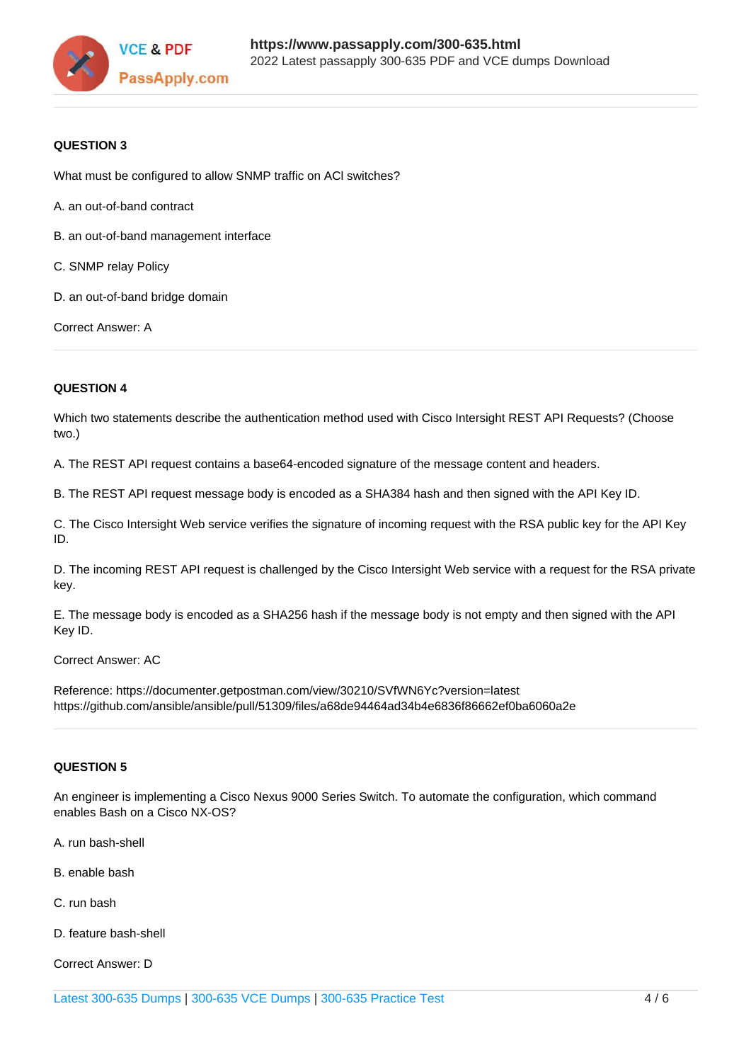**QUESTION 3**

What must be configured to allow SNMP traffic on ACI switches?

A. an out-of-band contract

B. an out-of-band management interface

C. SNMP relay Policy

D. an out-of-band bridge domain

Correct Answer: A

**QUESTION 4**

Which two statements describe the authentication method used with Cisco Intersight REST API Requests? (Choose two.)

A. The REST API request contains a base64-encoded signature of the message content and headers.

B. The REST API request message body is encoded as a SHA384 hash and then signed with the API Key ID.

C. The Cisco Intersight Web service verifies the signature of incoming request with the RSA public key for the API Key ID.

D. The incoming REST API request is challenged by the Cisco Intersight Web service with a request for the RSA private key.

E. The message body is encoded as a SHA256 hash if the message body is not empty and then signed with the API Key ID.

Correct Answer: AC

Reference: https://documenter.getpostman.com/view/30210/SVfWN6Yc?version=latest
https://github.com/ansible/ansible/pull/51309/files/a68de94464ad34b4e6836f86662ef0ba6060a2e

**QUESTION 5**

An engineer is implementing a Cisco Nexus 9000 Series Switch. To automate the configuration, which command enables Bash on a Cisco NX-OS?

A. run bash-shell

B. enable bash

C. run bash

D. feature bash-shell

Correct Answer: D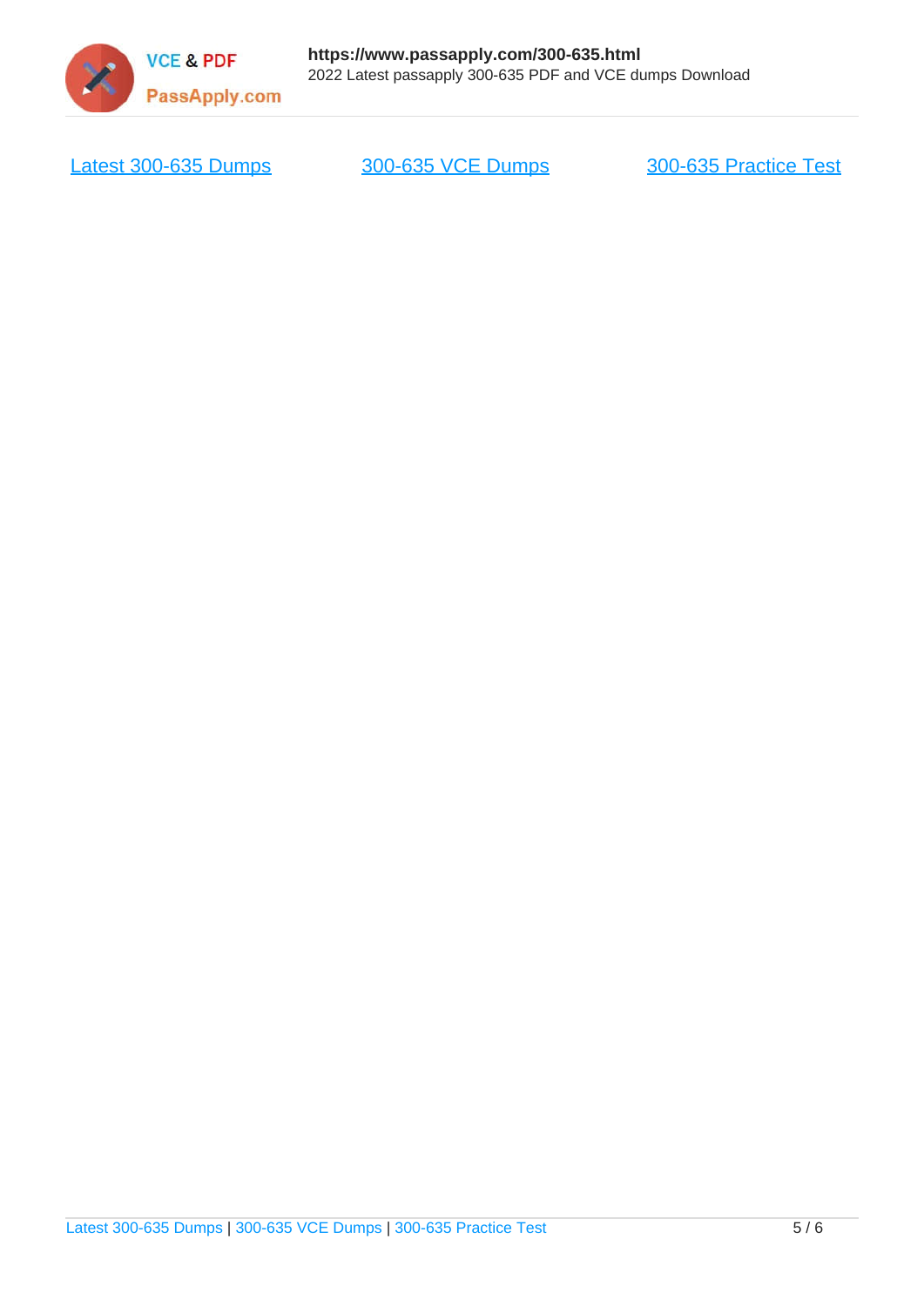[Latest 300-635 Dumps](https://www.passapply.com/300-635.html) [300-635 VCE Dumps](https://www.passapply.com/300-635.html) [300-635 Practice Test](https://www.passapply.com/300-635.html)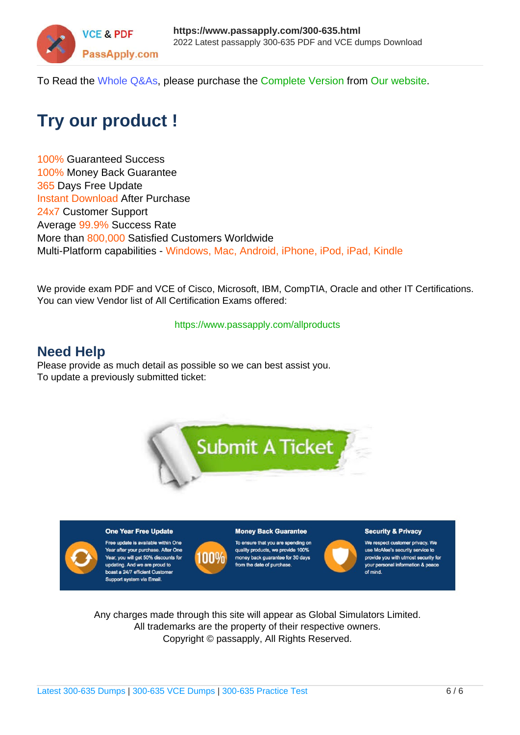To Read the Whole Q&As, please purchase the Complete Version from Our website.

# Try our product !

100% Guaranteed Success
100% Money Back Guarantee
365 Days Free Update
Instant Download After Purchase
24x7 Customer Support
Average 99.9% Success Rate
More than 800,000 Satisfied Customers Worldwide
Multi-Platform capabilities - Windows, Mac, Android, iPhone, iPod, iPad, Kindle

We provide exam PDF and VCE of Cisco, Microsoft, IBM, CompTIA, Oracle and other IT Certifications. You can view Vendor list of All Certification Exams offered:

https://www.passapply.com/allproducts

## Need Help

Please provide as much detail as possible so we can best assist you.
To update a previously submitted ticket:

Submit A Ticket

**One Year Free Update**
Free update is available within One Year after your purchase. After One Year, you will get 50% discounts for updating. And we are proud to boast a 24/7 efficient Customer Support system via Email.

**Money Back Guarantee**
To ensure that you are spending on quality products, we provide 100% money back guarantee for 30 days from the date of purchase.

**Security & Privacy**
We respect customer privacy. We use McAfee's security service to provide you with utmost security for your personal information & peace of mind.

Any charges made through this site will appear as Global Simulators Limited.
All trademarks are the property of their respective owners.
Copyright © passapply, All Rights Reserved.